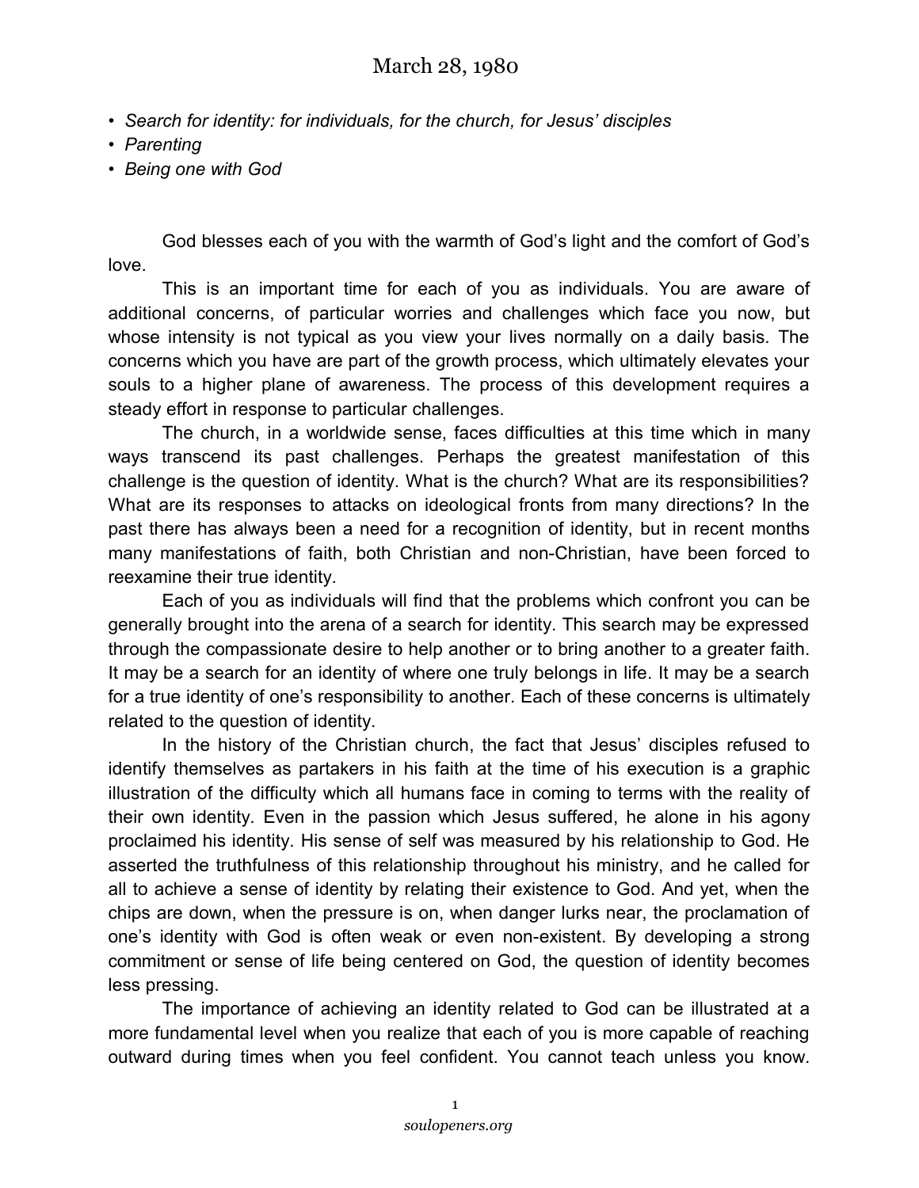# March 28, 1980

- *Search for identity: for individuals, for the church, for Jesus' disciples*
- *Parenting*
- *Being one with God*

God blesses each of you with the warmth of God's light and the comfort of God's love.

This is an important time for each of you as individuals. You are aware of additional concerns, of particular worries and challenges which face you now, but whose intensity is not typical as you view your lives normally on a daily basis. The concerns which you have are part of the growth process, which ultimately elevates your souls to a higher plane of awareness. The process of this development requires a steady effort in response to particular challenges.

The church, in a worldwide sense, faces difficulties at this time which in many ways transcend its past challenges. Perhaps the greatest manifestation of this challenge is the question of identity. What is the church? What are its responsibilities? What are its responses to attacks on ideological fronts from many directions? In the past there has always been a need for a recognition of identity, but in recent months many manifestations of faith, both Christian and non-Christian, have been forced to reexamine their true identity.

Each of you as individuals will find that the problems which confront you can be generally brought into the arena of a search for identity. This search may be expressed through the compassionate desire to help another or to bring another to a greater faith. It may be a search for an identity of where one truly belongs in life. It may be a search for a true identity of one's responsibility to another. Each of these concerns is ultimately related to the question of identity.

In the history of the Christian church, the fact that Jesus' disciples refused to identify themselves as partakers in his faith at the time of his execution is a graphic illustration of the difficulty which all humans face in coming to terms with the reality of their own identity. Even in the passion which Jesus suffered, he alone in his agony proclaimed his identity. His sense of self was measured by his relationship to God. He asserted the truthfulness of this relationship throughout his ministry, and he called for all to achieve a sense of identity by relating their existence to God. And yet, when the chips are down, when the pressure is on, when danger lurks near, the proclamation of one's identity with God is often weak or even non-existent. By developing a strong commitment or sense of life being centered on God, the question of identity becomes less pressing.

The importance of achieving an identity related to God can be illustrated at a more fundamental level when you realize that each of you is more capable of reaching outward during times when you feel confident. You cannot teach unless you know.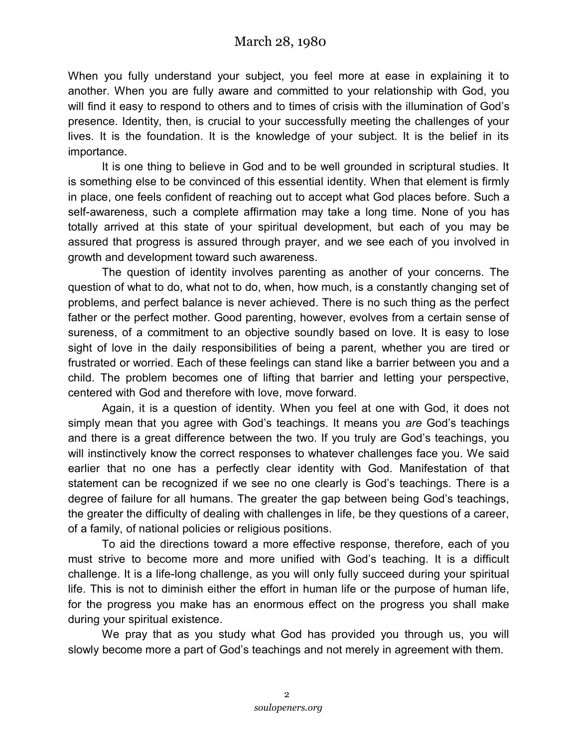# March 28, 1980

When you fully understand your subject, you feel more at ease in explaining it to another. When you are fully aware and committed to your relationship with God, you will find it easy to respond to others and to times of crisis with the illumination of God's presence. Identity, then, is crucial to your successfully meeting the challenges of your lives. It is the foundation. It is the knowledge of your subject. It is the belief in its importance.

It is one thing to believe in God and to be well grounded in scriptural studies. It is something else to be convinced of this essential identity. When that element is firmly in place, one feels confident of reaching out to accept what God places before. Such a self-awareness, such a complete affirmation may take a long time. None of you has totally arrived at this state of your spiritual development, but each of you may be assured that progress is assured through prayer, and we see each of you involved in growth and development toward such awareness.

The question of identity involves parenting as another of your concerns. The question of what to do, what not to do, when, how much, is a constantly changing set of problems, and perfect balance is never achieved. There is no such thing as the perfect father or the perfect mother. Good parenting, however, evolves from a certain sense of sureness, of a commitment to an objective soundly based on love. It is easy to lose sight of love in the daily responsibilities of being a parent, whether you are tired or frustrated or worried. Each of these feelings can stand like a barrier between you and a child. The problem becomes one of lifting that barrier and letting your perspective, centered with God and therefore with love, move forward.

Again, it is a question of identity. When you feel at one with God, it does not simply mean that you agree with God's teachings. It means you *are* God's teachings and there is a great difference between the two. If you truly are God's teachings, you will instinctively know the correct responses to whatever challenges face you. We said earlier that no one has a perfectly clear identity with God. Manifestation of that statement can be recognized if we see no one clearly is God's teachings. There is a degree of failure for all humans. The greater the gap between being God's teachings, the greater the difficulty of dealing with challenges in life, be they questions of a career, of a family, of national policies or religious positions.

To aid the directions toward a more effective response, therefore, each of you must strive to become more and more unified with God's teaching. It is a difficult challenge. It is a life-long challenge, as you will only fully succeed during your spiritual life. This is not to diminish either the effort in human life or the purpose of human life, for the progress you make has an enormous effect on the progress you shall make during your spiritual existence.

We pray that as you study what God has provided you through us, you will slowly become more a part of God's teachings and not merely in agreement with them.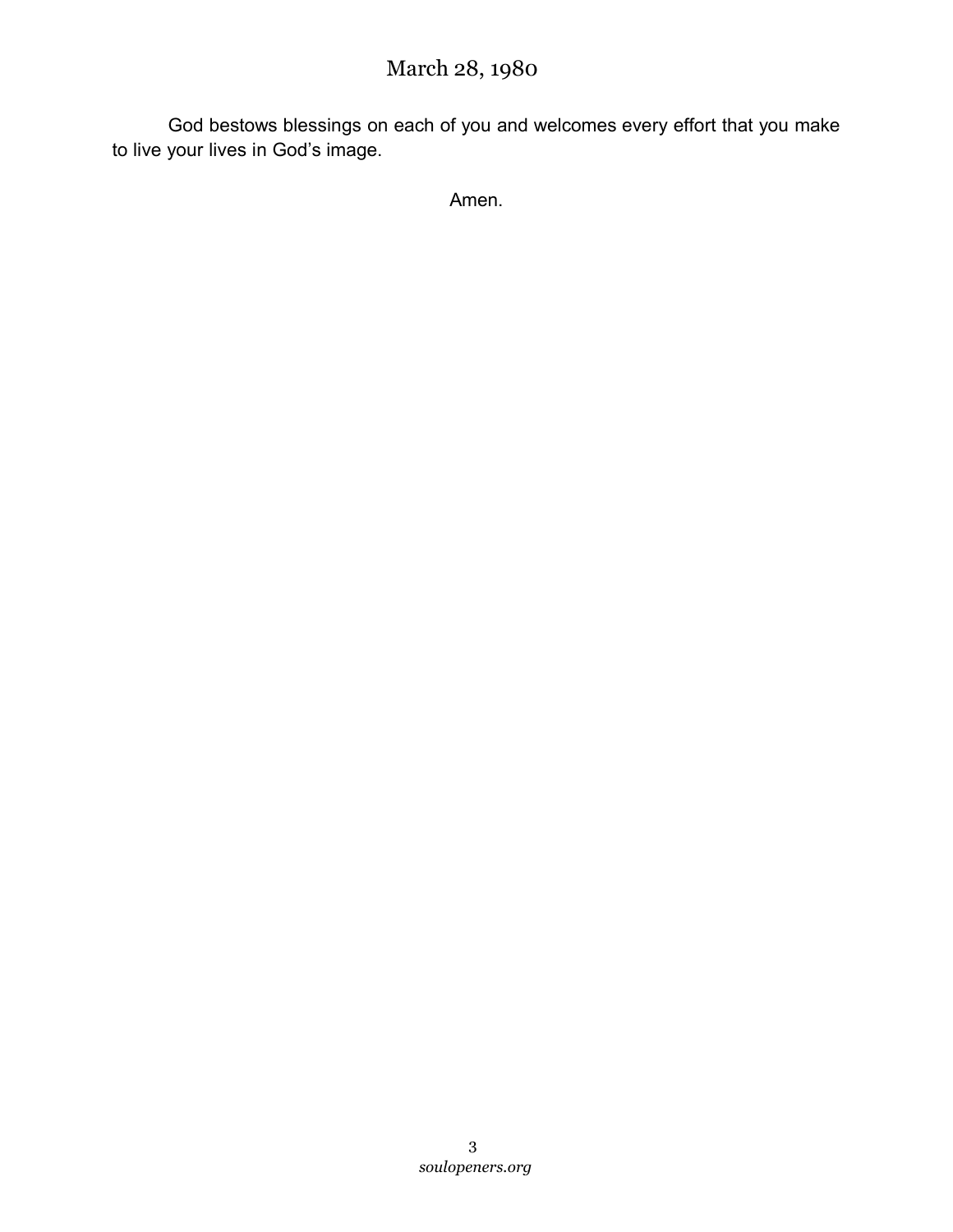God bestows blessings on each of you and welcomes every effort that you make to live your lives in God's image.

Amen.